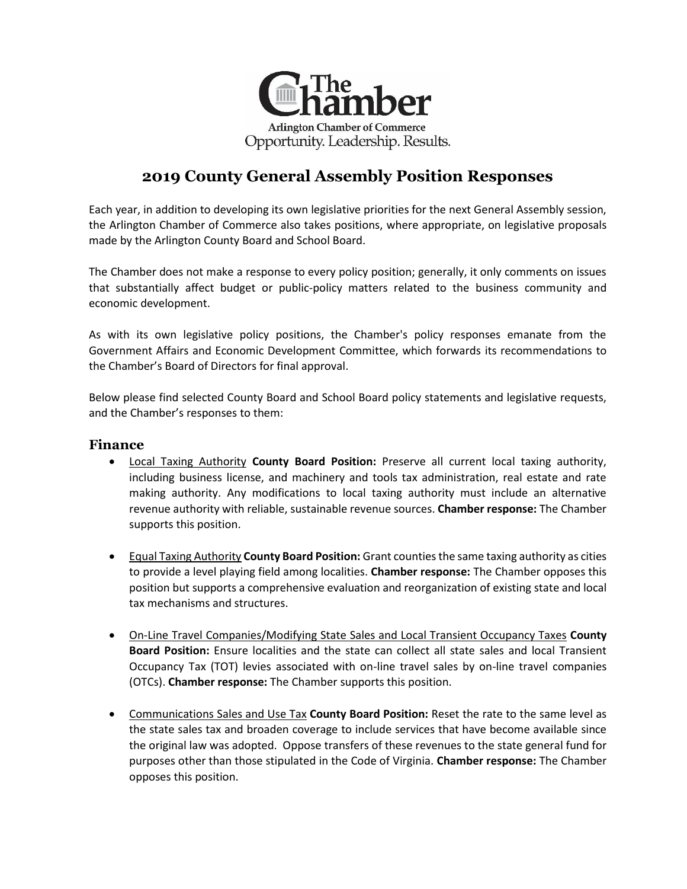The Chamber

Arlington Chamber of Commerce

Opportunity. Leadership. Results.

# 2019 County General Assembly Position Responses

Each year, in addition to developing its own legislative priorities for the next General Assembly session, the Arlington Chamber of Commerce also takes positions, where appropriate, on legislative proposals made by the Arlington County Board and School Board.

The Chamber does not make a response to every policy position; generally, it only comments on issues that substantially affect budget or public-policy matters related to the business community and economic development.

As with its own legislative policy positions, the Chamber's policy responses emanate from the Government Affairs and Economic Development Committee, which forwards its recommendations to the Chamber's Board of Directors for final approval.

Below please find selected County Board and School Board policy statements and legislative requests, and the Chamber's responses to them:

## Finance

- <u>Local Taxing Authority</u> **County Board Position:** Preserve all current local taxing authority, including business license, and machinery and tools tax administration, real estate and rate making authority. Any modifications to local taxing authority must include an alternative revenue authority with reliable, sustainable revenue sources. **Chamber response:** The Chamber supports this position.

- <u>Equal Taxing Authority</u> **County Board Position:** Grant counties the same taxing authority as cities to provide a level playing field among localities. **Chamber response:** The Chamber opposes this position but supports a comprehensive evaluation and reorganization of existing state and local tax mechanisms and structures.

- <u>On-Line Travel Companies/Modifying State Sales and Local Transient Occupancy Taxes</u> **County Board Position:** Ensure localities and the state can collect all state sales and local Transient Occupancy Tax (TOT) levies associated with on-line travel sales by on-line travel companies (OTCs). **Chamber response:** The Chamber supports this position.

- <u>Communications Sales and Use Tax</u> **County Board Position:** Reset the rate to the same level as the state sales tax and broaden coverage to include services that have become available since the original law was adopted. Oppose transfers of these revenues to the state general fund for purposes other than those stipulated in the Code of Virginia. **Chamber response:** The Chamber opposes this position.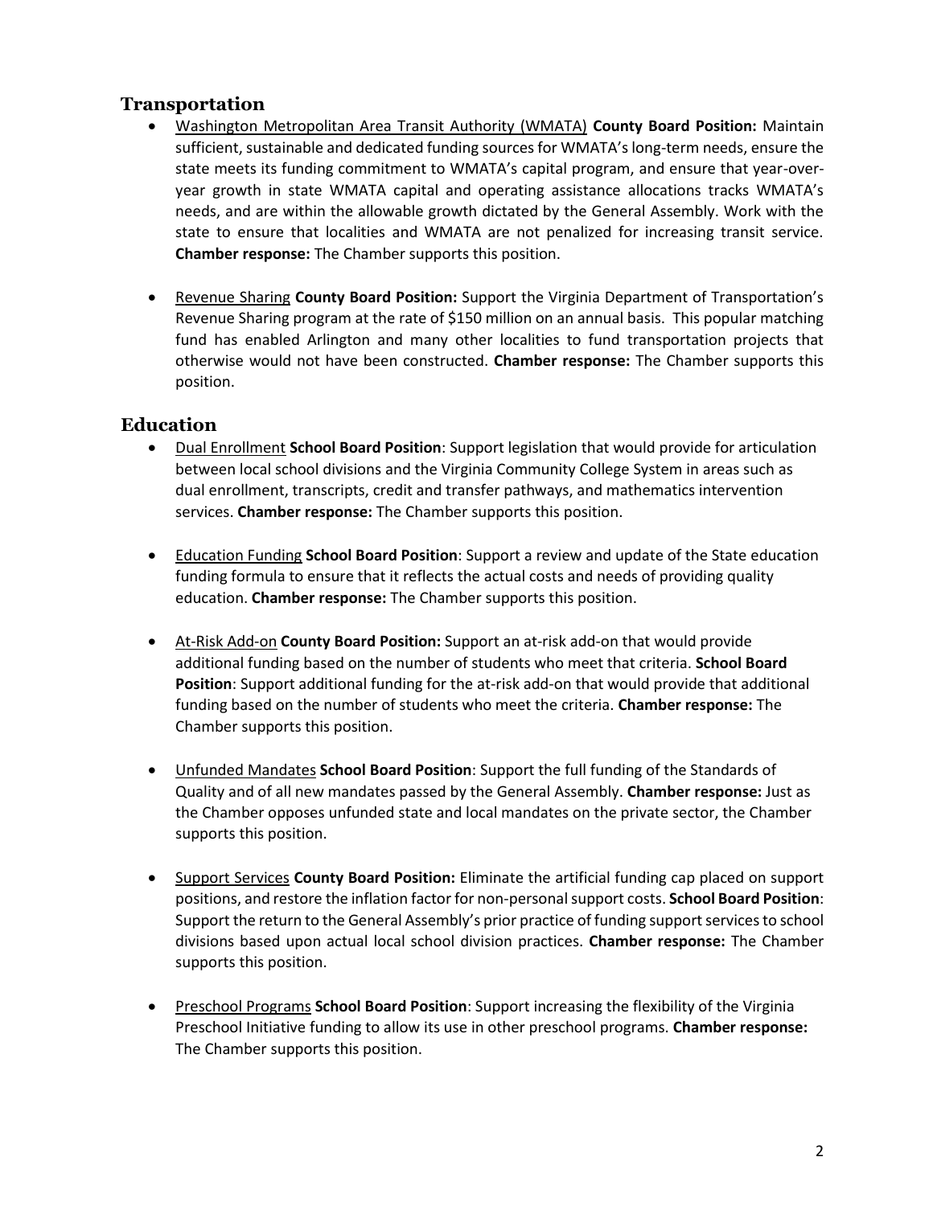## Transportation

- Washington Metropolitan Area Transit Authority (WMATA) **County Board Position:** Maintain sufficient, sustainable and dedicated funding sources for WMATA's long-term needs, ensure the state meets its funding commitment to WMATA's capital program, and ensure that year-over-year growth in state WMATA capital and operating assistance allocations tracks WMATA's needs, and are within the allowable growth dictated by the General Assembly. Work with the state to ensure that localities and WMATA are not penalized for increasing transit service. **Chamber response:** The Chamber supports this position.

- Revenue Sharing **County Board Position:** Support the Virginia Department of Transportation's Revenue Sharing program at the rate of $150 million on an annual basis. This popular matching fund has enabled Arlington and many other localities to fund transportation projects that otherwise would not have been constructed. **Chamber response:** The Chamber supports this position.

## Education

- Dual Enrollment **School Board Position**: Support legislation that would provide for articulation between local school divisions and the Virginia Community College System in areas such as dual enrollment, transcripts, credit and transfer pathways, and mathematics intervention services. **Chamber response:** The Chamber supports this position.

- Education Funding **School Board Position**: Support a review and update of the State education funding formula to ensure that it reflects the actual costs and needs of providing quality education. **Chamber response:** The Chamber supports this position.

- At-Risk Add-on **County Board Position:** Support an at-risk add-on that would provide additional funding based on the number of students who meet that criteria. **School Board Position**: Support additional funding for the at-risk add-on that would provide that additional funding based on the number of students who meet the criteria. **Chamber response:** The Chamber supports this position.

- Unfunded Mandates **School Board Position**: Support the full funding of the Standards of Quality and of all new mandates passed by the General Assembly. **Chamber response:** Just as the Chamber opposes unfunded state and local mandates on the private sector, the Chamber supports this position.

- Support Services **County Board Position:** Eliminate the artificial funding cap placed on support positions, and restore the inflation factor for non-personal support costs. **School Board Position**: Support the return to the General Assembly's prior practice of funding support services to school divisions based upon actual local school division practices. **Chamber response:** The Chamber supports this position.

- Preschool Programs **School Board Position**: Support increasing the flexibility of the Virginia Preschool Initiative funding to allow its use in other preschool programs. **Chamber response:** The Chamber supports this position.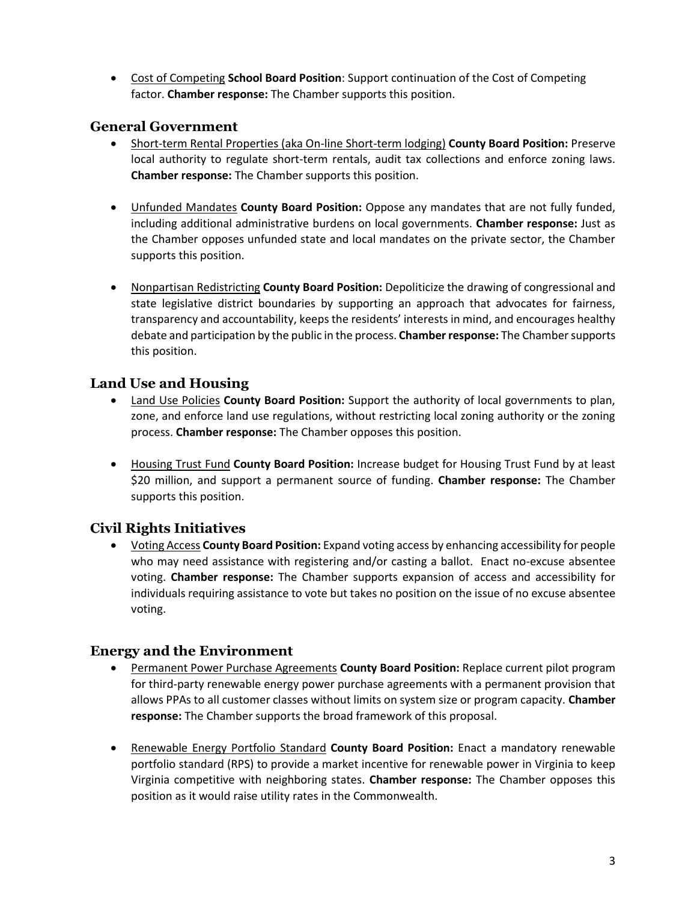- Cost of Competing **School Board Position**: Support continuation of the Cost of Competing factor. **Chamber response:** The Chamber supports this position.

## General Government

- Short-term Rental Properties (aka On-line Short-term lodging) **County Board Position:** Preserve local authority to regulate short-term rentals, audit tax collections and enforce zoning laws. **Chamber response:** The Chamber supports this position.

- Unfunded Mandates **County Board Position:** Oppose any mandates that are not fully funded, including additional administrative burdens on local governments. **Chamber response:** Just as the Chamber opposes unfunded state and local mandates on the private sector, the Chamber supports this position.

- Nonpartisan Redistricting **County Board Position:** Depoliticize the drawing of congressional and state legislative district boundaries by supporting an approach that advocates for fairness, transparency and accountability, keeps the residents' interests in mind, and encourages healthy debate and participation by the public in the process. **Chamber response:** The Chamber supports this position.

## Land Use and Housing

- Land Use Policies **County Board Position:** Support the authority of local governments to plan, zone, and enforce land use regulations, without restricting local zoning authority or the zoning process. **Chamber response:** The Chamber opposes this position.

- Housing Trust Fund **County Board Position:** Increase budget for Housing Trust Fund by at least $20 million, and support a permanent source of funding. **Chamber response:** The Chamber supports this position.

## Civil Rights Initiatives

- Voting Access **County Board Position:** Expand voting access by enhancing accessibility for people who may need assistance with registering and/or casting a ballot. Enact no-excuse absentee voting. **Chamber response:** The Chamber supports expansion of access and accessibility for individuals requiring assistance to vote but takes no position on the issue of no excuse absentee voting.

## Energy and the Environment

- Permanent Power Purchase Agreements **County Board Position:** Replace current pilot program for third-party renewable energy power purchase agreements with a permanent provision that allows PPAs to all customer classes without limits on system size or program capacity. **Chamber response:** The Chamber supports the broad framework of this proposal.

- Renewable Energy Portfolio Standard **County Board Position:** Enact a mandatory renewable portfolio standard (RPS) to provide a market incentive for renewable power in Virginia to keep Virginia competitive with neighboring states. **Chamber response:** The Chamber opposes this position as it would raise utility rates in the Commonwealth.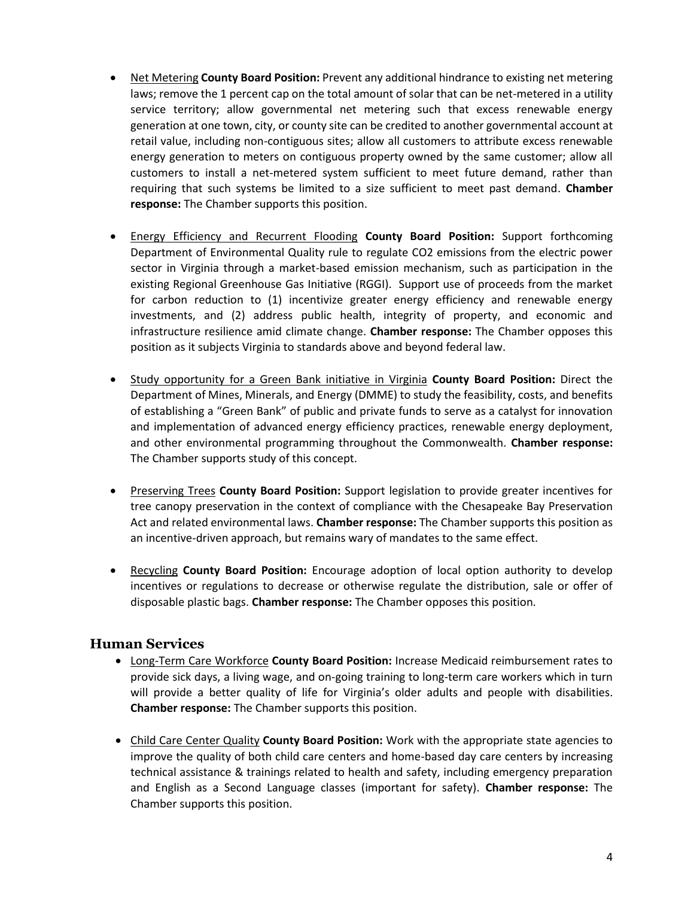- Net Metering **County Board Position:** Prevent any additional hindrance to existing net metering laws; remove the 1 percent cap on the total amount of solar that can be net-metered in a utility service territory; allow governmental net metering such that excess renewable energy generation at one town, city, or county site can be credited to another governmental account at retail value, including non-contiguous sites; allow all customers to attribute excess renewable energy generation to meters on contiguous property owned by the same customer; allow all customers to install a net-metered system sufficient to meet future demand, rather than requiring that such systems be limited to a size sufficient to meet past demand. **Chamber response:** The Chamber supports this position.

- Energy Efficiency and Recurrent Flooding **County Board Position:** Support forthcoming Department of Environmental Quality rule to regulate CO2 emissions from the electric power sector in Virginia through a market-based emission mechanism, such as participation in the existing Regional Greenhouse Gas Initiative (RGGI). Support use of proceeds from the market for carbon reduction to (1) incentivize greater energy efficiency and renewable energy investments, and (2) address public health, integrity of property, and economic and infrastructure resilience amid climate change. **Chamber response:** The Chamber opposes this position as it subjects Virginia to standards above and beyond federal law.

- Study opportunity for a Green Bank initiative in Virginia **County Board Position:** Direct the Department of Mines, Minerals, and Energy (DMME) to study the feasibility, costs, and benefits of establishing a "Green Bank" of public and private funds to serve as a catalyst for innovation and implementation of advanced energy efficiency practices, renewable energy deployment, and other environmental programming throughout the Commonwealth. **Chamber response:** The Chamber supports study of this concept.

- Preserving Trees **County Board Position:** Support legislation to provide greater incentives for tree canopy preservation in the context of compliance with the Chesapeake Bay Preservation Act and related environmental laws. **Chamber response:** The Chamber supports this position as an incentive-driven approach, but remains wary of mandates to the same effect.

- Recycling **County Board Position:** Encourage adoption of local option authority to develop incentives or regulations to decrease or otherwise regulate the distribution, sale or offer of disposable plastic bags. **Chamber response:** The Chamber opposes this position.

## Human Services

- Long-Term Care Workforce **County Board Position:** Increase Medicaid reimbursement rates to provide sick days, a living wage, and on-going training to long-term care workers which in turn will provide a better quality of life for Virginia's older adults and people with disabilities. **Chamber response:** The Chamber supports this position.

- Child Care Center Quality **County Board Position:** Work with the appropriate state agencies to improve the quality of both child care centers and home-based day care centers by increasing technical assistance & trainings related to health and safety, including emergency preparation and English as a Second Language classes (important for safety). **Chamber response:** The Chamber supports this position.